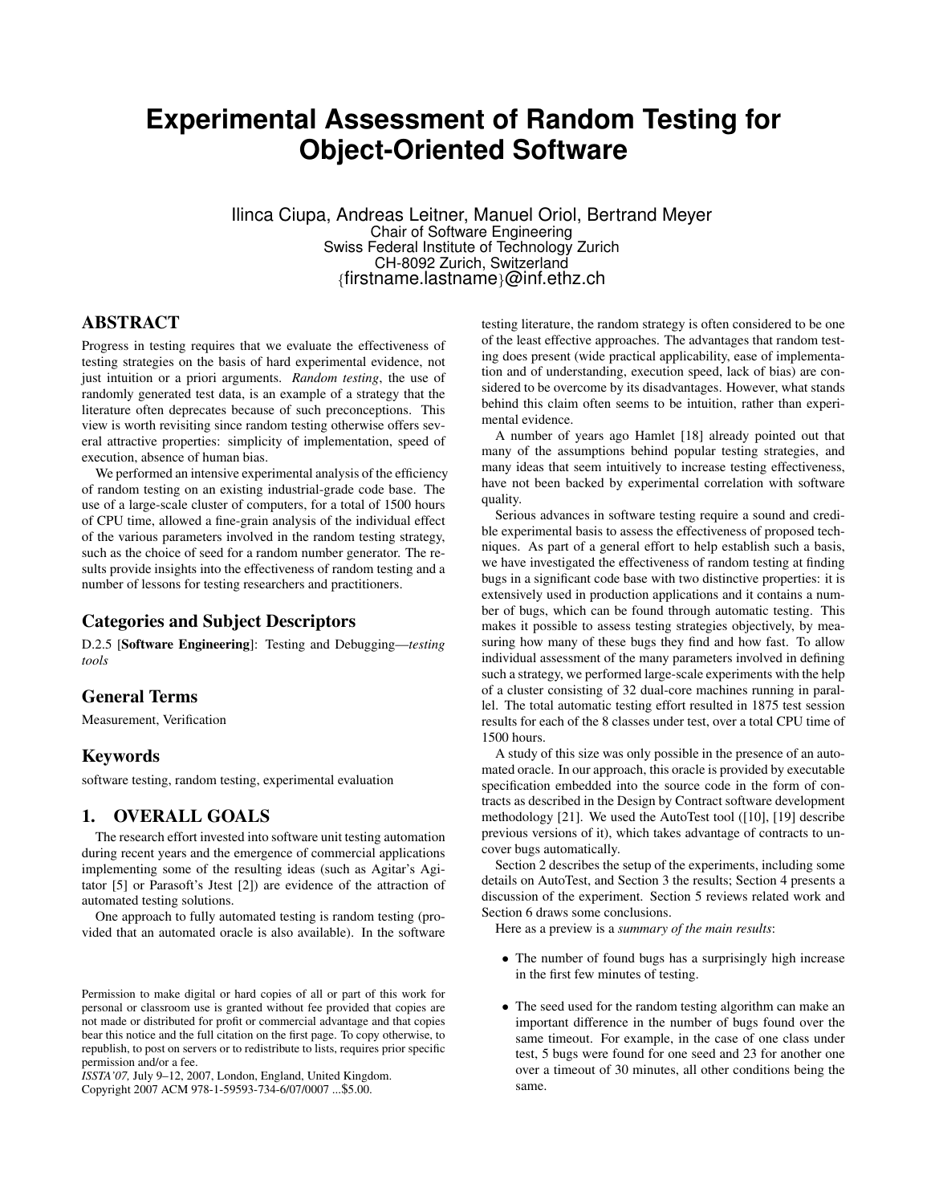# Experimental Assessment of Random Testing for Object-Oriented Software

Ilinca Ciupa, Andreas Leitner, Manuel Oriol, Bertrand Meyer
Chair of Software Engineering
Swiss Federal Institute of Technology Zurich
CH-8092 Zurich, Switzerland
{firstname.lastname}@inf.ethz.ch

## ABSTRACT

Progress in testing requires that we evaluate the effectiveness of testing strategies on the basis of hard experimental evidence, not just intuition or a priori arguments. *Random testing*, the use of randomly generated test data, is an example of a strategy that the literature often deprecates because of such preconceptions. This view is worth revisiting since random testing otherwise offers several attractive properties: simplicity of implementation, speed of execution, absence of human bias.

We performed an intensive experimental analysis of the efficiency of random testing on an existing industrial-grade code base. The use of a large-scale cluster of computers, for a total of 1500 hours of CPU time, allowed a fine-grain analysis of the individual effect of the various parameters involved in the random testing strategy, such as the choice of seed for a random number generator. The results provide insights into the effectiveness of random testing and a number of lessons for testing researchers and practitioners.

### Categories and Subject Descriptors

D.2.5 [**Software Engineering**]: Testing and Debugging—*testing tools*

### General Terms

Measurement, Verification

### Keywords

software testing, random testing, experimental evaluation

## 1. OVERALL GOALS

The research effort invested into software unit testing automation during recent years and the emergence of commercial applications implementing some of the resulting ideas (such as Agitar's Agitator [5] or Parasoft's Jtest [2]) are evidence of the attraction of automated testing solutions.

One approach to fully automated testing is random testing (provided that an automated oracle is also available). In the software testing literature, the random strategy is often considered to be one of the least effective approaches. The advantages that random testing does present (wide practical applicability, ease of implementation and of understanding, execution speed, lack of bias) are considered to be overcome by its disadvantages. However, what stands behind this claim often seems to be intuition, rather than experimental evidence.

A number of years ago Hamlet [18] already pointed out that many of the assumptions behind popular testing strategies, and many ideas that seem intuitively to increase testing effectiveness, have not been backed by experimental correlation with software quality.

Serious advances in software testing require a sound and credible experimental basis to assess the effectiveness of proposed techniques. As part of a general effort to help establish such a basis, we have investigated the effectiveness of random testing at finding bugs in a significant code base with two distinctive properties: it is extensively used in production applications and it contains a number of bugs, which can be found through automatic testing. This makes it possible to assess testing strategies objectively, by measuring how many of these bugs they find and how fast. To allow individual assessment of the many parameters involved in defining such a strategy, we performed large-scale experiments with the help of a cluster consisting of 32 dual-core machines running in parallel. The total automatic testing effort resulted in 1875 test session results for each of the 8 classes under test, over a total CPU time of 1500 hours.

A study of this size was only possible in the presence of an automated oracle. In our approach, this oracle is provided by executable specification embedded into the source code in the form of contracts as described in the Design by Contract software development methodology [21]. We used the AutoTest tool ([10], [19] describe previous versions of it), which takes advantage of contracts to uncover bugs automatically.

Section 2 describes the setup of the experiments, including some details on AutoTest, and Section 3 the results; Section 4 presents a discussion of the experiment. Section 5 reviews related work and Section 6 draws some conclusions.

Here as a preview is a *summary of the main results*:

- The number of found bugs has a surprisingly high increase in the first few minutes of testing.
- The seed used for the random testing algorithm can make an important difference in the number of bugs found over the same timeout. For example, in the case of one class under test, 5 bugs were found for one seed and 23 for another one over a timeout of 30 minutes, all other conditions being the same.

Permission to make digital or hard copies of all or part of this work for personal or classroom use is granted without fee provided that copies are not made or distributed for profit or commercial advantage and that copies bear this notice and the full citation on the first page. To copy otherwise, to republish, to post on servers or to redistribute to lists, requires prior specific permission and/or a fee.
*ISSTA'07,* July 9–12, 2007, London, England, United Kingdom.
Copyright 2007 ACM 978-1-59593-734-6/07/0007 ...$5.00.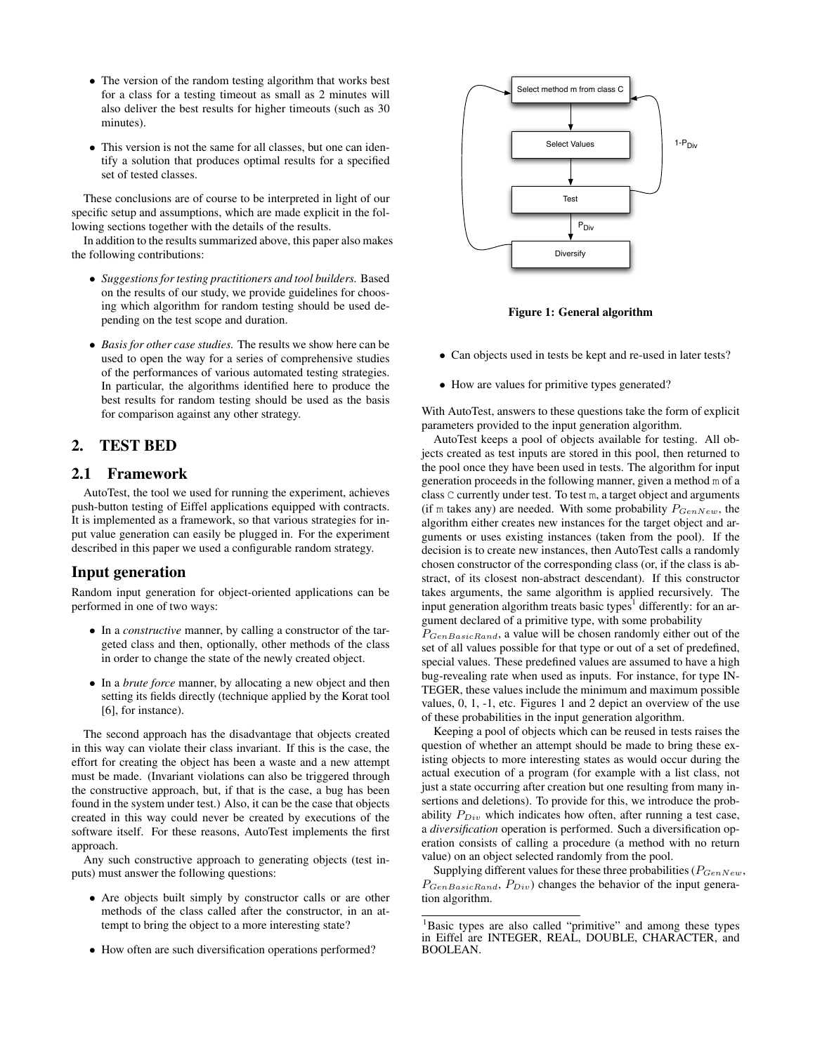- The version of the random testing algorithm that works best for a class for a testing timeout as small as 2 minutes will also deliver the best results for higher timeouts (such as 30 minutes).
- This version is not the same for all classes, but one can identify a solution that produces optimal results for a specified set of tested classes.

These conclusions are of course to be interpreted in light of our specific setup and assumptions, which are made explicit in the following sections together with the details of the results.

In addition to the results summarized above, this paper also makes the following contributions:

- *Suggestions for testing practitioners and tool builders.* Based on the results of our study, we provide guidelines for choosing which algorithm for random testing should be used depending on the test scope and duration.
- *Basis for other case studies.* The results we show here can be used to open the way for a series of comprehensive studies of the performances of various automated testing strategies. In particular, the algorithms identified here to produce the best results for random testing should be used as the basis for comparison against any other strategy.

## 2. TEST BED

### 2.1 Framework

AutoTest, the tool we used for running the experiment, achieves push-button testing of Eiffel applications equipped with contracts. It is implemented as a framework, so that various strategies for input value generation can easily be plugged in. For the experiment described in this paper we used a configurable random strategy.

### Input generation

Random input generation for object-oriented applications can be performed in one of two ways:

- In a *constructive* manner, by calling a constructor of the targeted class and then, optionally, other methods of the class in order to change the state of the newly created object.
- In a *brute force* manner, by allocating a new object and then setting its fields directly (technique applied by the Korat tool [6], for instance).

The second approach has the disadvantage that objects created in this way can violate their class invariant. If this is the case, the effort for creating the object has been a waste and a new attempt must be made. (Invariant violations can also be triggered through the constructive approach, but, if that is the case, a bug has been found in the system under test.) Also, it can be the case that objects created in this way could never be created by executions of the software itself. For these reasons, AutoTest implements the first approach.

Any such constructive approach to generating objects (test inputs) must answer the following questions:

- Are objects built simply by constructor calls or are other methods of the class called after the constructor, in an attempt to bring the object to a more interesting state?
- How often are such diversification operations performed?

Select method m from class C → Select Values → Test → (with probability $P_{Div}$) Diversify → back to Select method m from class C; Test → (with probability $1-P_{Div}$) back to Select method m from class C

**Figure 1: General algorithm**

- Can objects used in tests be kept and re-used in later tests?
- How are values for primitive types generated?

With AutoTest, answers to these questions take the form of explicit parameters provided to the input generation algorithm.

AutoTest keeps a pool of objects available for testing. All objects created as test inputs are stored in this pool, then returned to the pool once they have been used in tests. The algorithm for input generation proceeds in the following manner, given a method `m` of a class `C` currently under test. To test `m`, a target object and arguments (if `m` takes any) are needed. With some probability $P_{GenNew}$, the algorithm either creates new instances for the target object and arguments or uses existing instances (taken from the pool). If the decision is to create new instances, then AutoTest calls a randomly chosen constructor of the corresponding class (or, if the class is abstract, of its closest non-abstract descendant). If this constructor takes arguments, the same algorithm is applied recursively. The input generation algorithm treats basic types[1] differently: for an argument declared of a primitive type, with some probability $P_{GenBasicRand}$, a value will be chosen randomly either out of the set of all values possible for that type or out of a set of predefined, special values. These predefined values are assumed to have a high bug-revealing rate when used as inputs. For instance, for type INTEGER, these values include the minimum and maximum possible values, 0, 1, -1, etc. Figures 1 and 2 depict an overview of the use of these probabilities in the input generation algorithm.

Keeping a pool of objects which can be reused in tests raises the question of whether an attempt should be made to bring these existing objects to more interesting states as would occur during the actual execution of a program (for example with a list class, not just a state occurring after creation but one resulting from many insertions and deletions). To provide for this, we introduce the probability $P_{Div}$ which indicates how often, after running a test case, a *diversification* operation is performed. Such a diversification operation consists of calling a procedure (a method with no return value) on an object selected randomly from the pool.

Supplying different values for these three probabilities ($P_{GenNew}$, $P_{GenBasicRand}$, $P_{Div}$) changes the behavior of the input generation algorithm.

[1] Basic types are also called "primitive" and among these types in Eiffel are INTEGER, REAL, DOUBLE, CHARACTER, and BOOLEAN.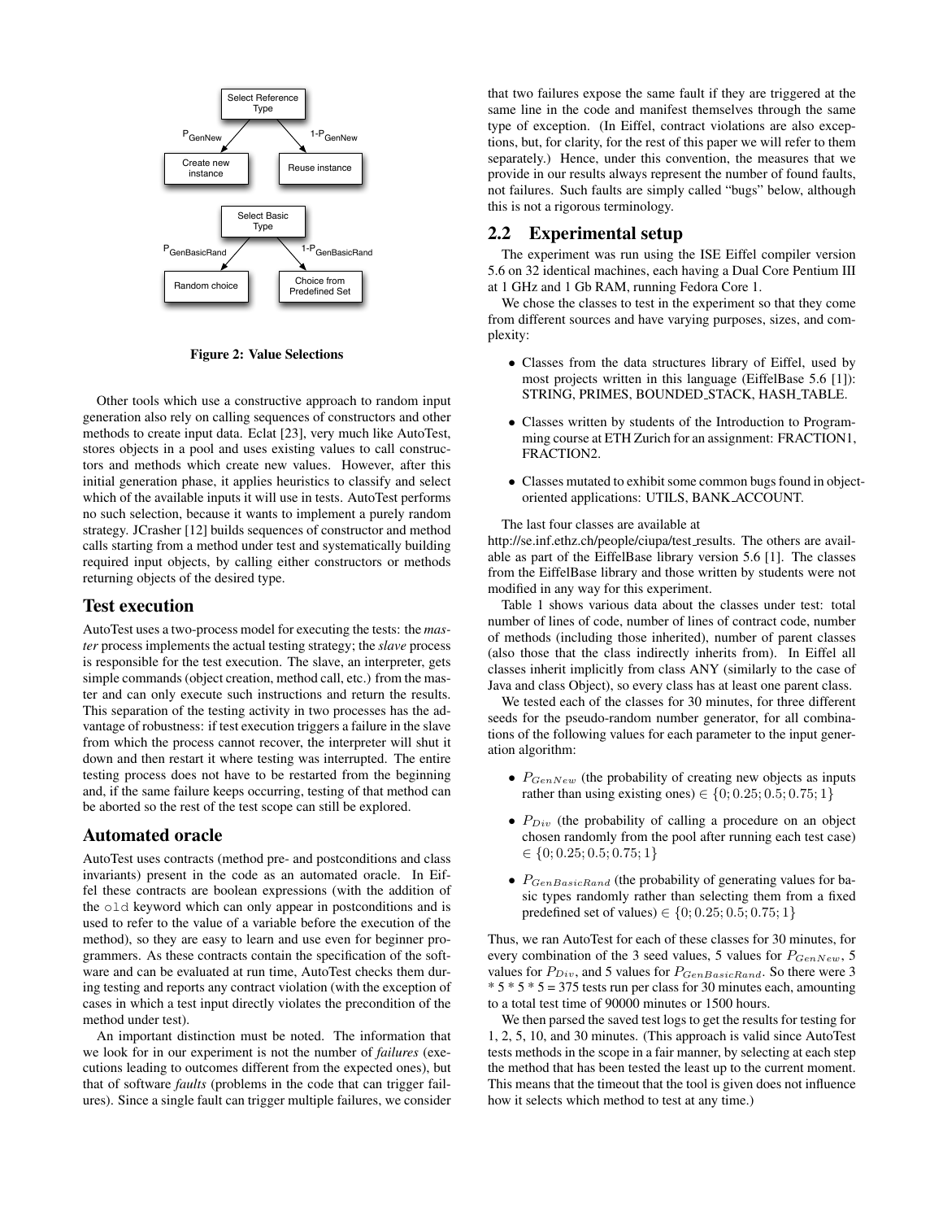Select Reference Type

$P_{GenNew}$

$1-P_{GenNew}$

Create new instance

Reuse instance

Select Basic Type

$P_{GenBasicRand}$

$1-P_{GenBasicRand}$

Random choice

Choice from Predefined Set

**Figure 2: Value Selections**

Other tools which use a constructive approach to random input generation also rely on calling sequences of constructors and other methods to create input data. Eclat [23], very much like AutoTest, stores objects in a pool and uses existing values to call constructors and methods which create new values. However, after this initial generation phase, it applies heuristics to classify and select which of the available inputs it will use in tests. AutoTest performs no such selection, because it wants to implement a purely random strategy. JCrasher [12] builds sequences of constructor and method calls starting from a method under test and systematically building required input objects, by calling either constructors or methods returning objects of the desired type.

## Test execution

AutoTest uses a two-process model for executing the tests: the *master* process implements the actual testing strategy; the *slave* process is responsible for the test execution. The slave, an interpreter, gets simple commands (object creation, method call, etc.) from the master and can only execute such instructions and return the results. This separation of the testing activity in two processes has the advantage of robustness: if test execution triggers a failure in the slave from which the process cannot recover, the interpreter will shut it down and then restart it where testing was interrupted. The entire testing process does not have to be restarted from the beginning and, if the same failure keeps occurring, testing of that method can be aborted so the rest of the test scope can still be explored.

## Automated oracle

AutoTest uses contracts (method pre- and postconditions and class invariants) present in the code as an automated oracle. In Eiffel these contracts are boolean expressions (with the addition of the `old` keyword which can only appear in postconditions and is used to refer to the value of a variable before the execution of the method), so they are easy to learn and use even for beginner programmers. As these contracts contain the specification of the software and can be evaluated at run time, AutoTest checks them during testing and reports any contract violation (with the exception of cases in which a test input directly violates the precondition of the method under test).

An important distinction must be noted. The information that we look for in our experiment is not the number of *failures* (executions leading to outcomes different from the expected ones), but that of software *faults* (problems in the code that can trigger failures). Since a single fault can trigger multiple failures, we consider that two failures expose the same fault if they are triggered at the same line in the code and manifest themselves through the same type of exception. (In Eiffel, contract violations are also exceptions, but, for clarity, for the rest of this paper we will refer to them separately.) Hence, under this convention, the measures that we provide in our results always represent the number of found faults, not failures. Such faults are simply called "bugs" below, although this is not a rigorous terminology.

## 2.2 Experimental setup

The experiment was run using the ISE Eiffel compiler version 5.6 on 32 identical machines, each having a Dual Core Pentium III at 1 GHz and 1 Gb RAM, running Fedora Core 1.

We chose the classes to test in the experiment so that they come from different sources and have varying purposes, sizes, and complexity:

- Classes from the data structures library of Eiffel, used by most projects written in this language (EiffelBase 5.6 [1]): STRING, PRIMES, BOUNDED_STACK, HASH_TABLE.
- Classes written by students of the Introduction to Programming course at ETH Zurich for an assignment: FRACTION1, FRACTION2.
- Classes mutated to exhibit some common bugs found in object-oriented applications: UTILS, BANK_ACCOUNT.

The last four classes are available at http://se.inf.ethz.ch/people/ciupa/test_results. The others are available as part of the EiffelBase library version 5.6 [1]. The classes from the EiffelBase library and those written by students were not modified in any way for this experiment.

Table 1 shows various data about the classes under test: total number of lines of code, number of lines of contract code, number of methods (including those inherited), number of parent classes (also those that the class indirectly inherits from). In Eiffel all classes inherit implicitly from class ANY (similarly to the case of Java and class Object), so every class has at least one parent class.

We tested each of the classes for 30 minutes, for three different seeds for the pseudo-random number generator, for all combinations of the following values for each parameter to the input generation algorithm:

- $P_{GenNew}$ (the probability of creating new objects as inputs rather than using existing ones) $\in \{0; 0.25; 0.5; 0.75; 1\}$
- $P_{Div}$ (the probability of calling a procedure on an object chosen randomly from the pool after running each test case) $\in \{0; 0.25; 0.5; 0.75; 1\}$
- $P_{GenBasicRand}$ (the probability of generating values for basic types randomly rather than selecting them from a fixed predefined set of values) $\in \{0; 0.25; 0.5; 0.75; 1\}$

Thus, we ran AutoTest for each of these classes for 30 minutes, for every combination of the 3 seed values, 5 values for $P_{GenNew}$, 5 values for $P_{Div}$, and 5 values for $P_{GenBasicRand}$. So there were 3 * 5 * 5 * 5 = 375 tests run per class for 30 minutes each, amounting to a total test time of 90000 minutes or 1500 hours.

We then parsed the saved test logs to get the results for testing for 1, 2, 5, 10, and 30 minutes. (This approach is valid since AutoTest tests methods in the scope in a fair manner, by selecting at each step the method that has been tested the least up to the current moment. This means that the timeout that the tool is given does not influence how it selects which method to test at any time.)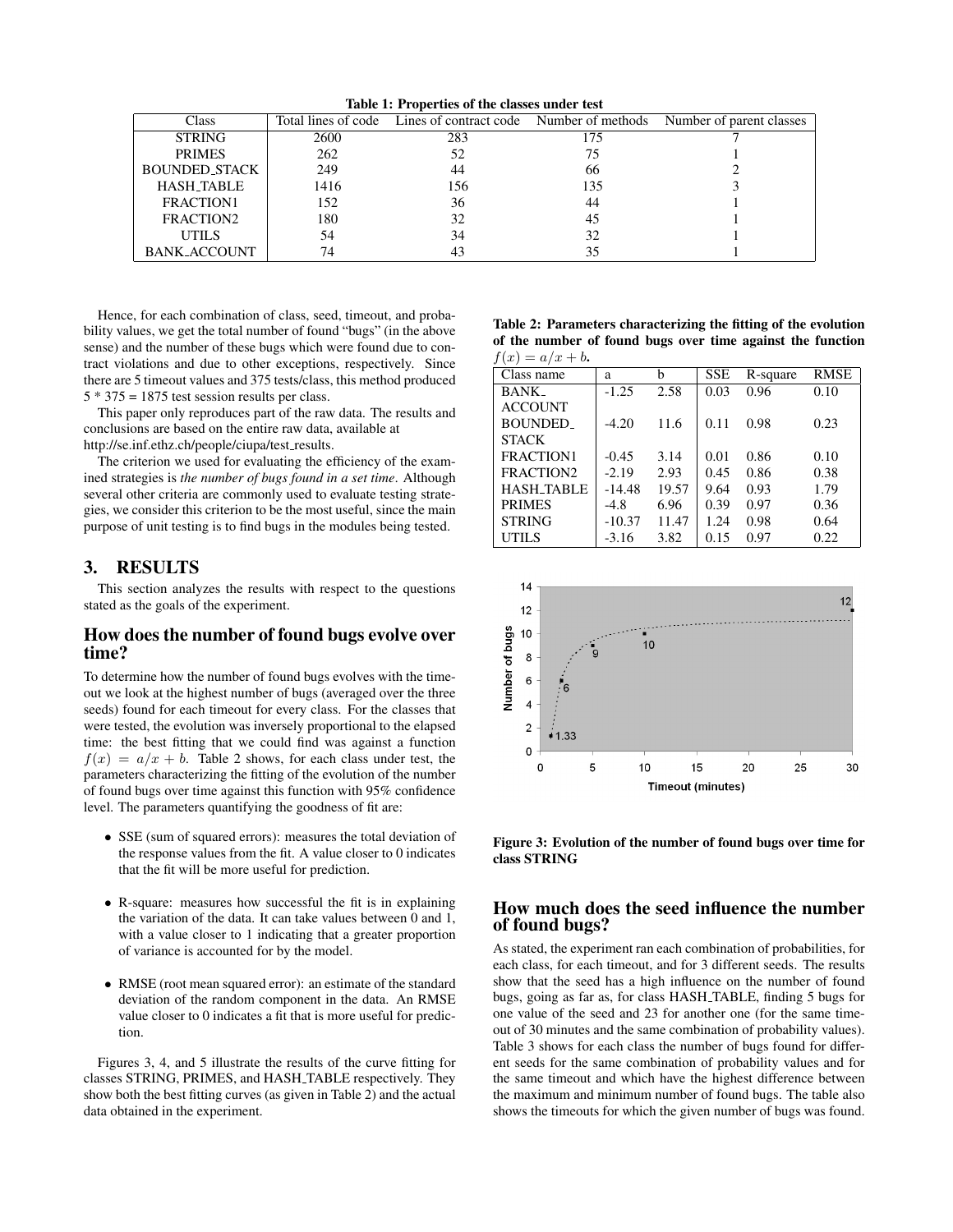Table 1: Properties of the classes under test

| Class | Total lines of code | Lines of contract code | Number of methods | Number of parent classes |
|---|---|---|---|---|
| STRING | 2600 | 283 | 175 | 7 |
| PRIMES | 262 | 52 | 75 | 1 |
| BOUNDED_STACK | 249 | 44 | 66 | 2 |
| HASH_TABLE | 1416 | 156 | 135 | 3 |
| FRACTION1 | 152 | 36 | 44 | 1 |
| FRACTION2 | 180 | 32 | 45 | 1 |
| UTILS | 54 | 34 | 32 | 1 |
| BANK_ACCOUNT | 74 | 43 | 35 | 1 |

Hence, for each combination of class, seed, timeout, and probability values, we get the total number of found "bugs" (in the above sense) and the number of these bugs which were found due to contract violations and due to other exceptions, respectively. Since there are 5 timeout values and 375 tests/class, this method produced 5 * 375 = 1875 test session results per class.

This paper only reproduces part of the raw data. The results and conclusions are based on the entire raw data, available at http://se.inf.ethz.ch/people/ciupa/test_results.

The criterion we used for evaluating the efficiency of the examined strategies is *the number of bugs found in a set time*. Although several other criteria are commonly used to evaluate testing strategies, we consider this criterion to be the most useful, since the main purpose of unit testing is to find bugs in the modules being tested.

## 3. RESULTS

This section analyzes the results with respect to the questions stated as the goals of the experiment.

### How does the number of found bugs evolve over time?

To determine how the number of found bugs evolves with the timeout we look at the highest number of bugs (averaged over the three seeds) found for each timeout for every class. For the classes that were tested, the evolution was inversely proportional to the elapsed time: the best fitting that we could find was against a function $f(x) = a/x + b$. Table 2 shows, for each class under test, the parameters characterizing the fitting of the evolution of the number of found bugs over time against this function with 95% confidence level. The parameters quantifying the goodness of fit are:

- SSE (sum of squared errors): measures the total deviation of the response values from the fit. A value closer to 0 indicates that the fit will be more useful for prediction.
- R-square: measures how successful the fit is in explaining the variation of the data. It can take values between 0 and 1, with a value closer to 1 indicating that a greater proportion of variance is accounted for by the model.
- RMSE (root mean squared error): an estimate of the standard deviation of the random component in the data. An RMSE value closer to 0 indicates a fit that is more useful for prediction.

Figures 3, 4, and 5 illustrate the results of the curve fitting for classes STRING, PRIMES, and HASH_TABLE respectively. They show both the best fitting curves (as given in Table 2) and the actual data obtained in the experiment.

Table 2: Parameters characterizing the fitting of the evolution of the number of found bugs over time against the function $f(x) = a/x + b$.

| Class name | a | b | SSE | R-square | RMSE |
|---|---|---|---|---|---|
| BANK_ACCOUNT | -1.25 | 2.58 | 0.03 | 0.96 | 0.10 |
| BOUNDED_STACK | -4.20 | 11.6 | 0.11 | 0.98 | 0.23 |
| FRACTION1 | -0.45 | 3.14 | 0.01 | 0.86 | 0.10 |
| FRACTION2 | -2.19 | 2.93 | 0.45 | 0.86 | 0.38 |
| HASH_TABLE | -14.48 | 19.57 | 9.64 | 0.93 | 1.79 |
| PRIMES | -4.8 | 6.96 | 0.39 | 0.97 | 0.36 |
| STRING | -10.37 | 11.47 | 1.24 | 0.98 | 0.64 |
| UTILS | -3.16 | 3.82 | 0.15 | 0.97 | 0.22 |

Figure 3: Evolution of the number of found bugs over time for class STRING

### How much does the seed influence the number of found bugs?

As stated, the experiment ran each combination of probabilities, for each class, for each timeout, and for 3 different seeds. The results show that the seed has a high influence on the number of found bugs, going as far as, for class HASH_TABLE, finding 5 bugs for one value of the seed and 23 for another one (for the same timeout of 30 minutes and the same combination of probability values). Table 3 shows for each class the number of bugs found for different seeds for the same combination of probability values and for the same timeout and which have the highest difference between the maximum and minimum number of found bugs. The table also shows the timeouts for which the given number of bugs was found.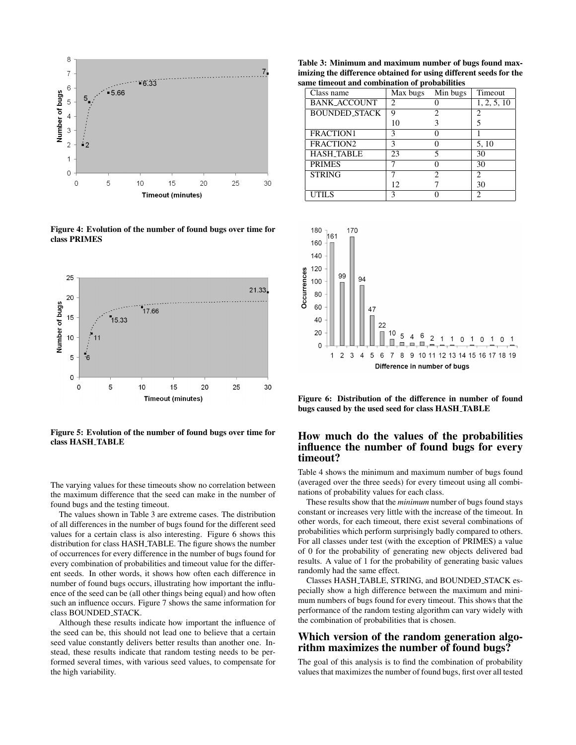Figure 4: Evolution of the number of found bugs over time for class PRIMES

Figure 5: Evolution of the number of found bugs over time for class HASH_TABLE

The varying values for these timeouts show no correlation between the maximum difference that the seed can make in the number of found bugs and the testing timeout.

The values shown in Table 3 are extreme cases. The distribution of all differences in the number of bugs found for the different seed values for a certain class is also interesting. Figure 6 shows this distribution for class HASH_TABLE. The figure shows the number of occurrences for every difference in the number of bugs found for every combination of probabilities and timeout value for the different seeds. In other words, it shows how often each difference in number of found bugs occurs, illustrating how important the influence of the seed can be (all other things being equal) and how often such an influence occurs. Figure 7 shows the same information for class BOUNDED_STACK.

Although these results indicate how important the influence of the seed can be, this should not lead one to believe that a certain seed value constantly delivers better results than another one. Instead, these results indicate that random testing needs to be performed several times, with various seed values, to compensate for the high variability.

**Table 3: Minimum and maximum number of bugs found maximizing the difference obtained for using different seeds for the same timeout and combination of probabilities**

| Class name | Max bugs | Min bugs | Timeout |
|---|---|---|---|
| BANK_ACCOUNT | 2 | 0 | 1, 2, 5, 10 |
| BOUNDED_STACK | 9 | 2 | 2 |
| | 10 | 3 | 5 |
| FRACTION1 | 3 | 0 | 1 |
| FRACTION2 | 3 | 0 | 5, 10 |
| HASH_TABLE | 23 | 5 | 30 |
| PRIMES | 7 | 0 | 30 |
| STRING | 7 | 2 | 2 |
| | 12 | 7 | 30 |
| UTILS | 3 | 0 | 2 |

Figure 6: Distribution of the difference in number of found bugs caused by the used seed for class HASH_TABLE

## How much do the values of the probabilities influence the number of found bugs for every timeout?

Table 4 shows the minimum and maximum number of bugs found (averaged over the three seeds) for every timeout using all combinations of probability values for each class.

These results show that the *minimum* number of bugs found stays constant or increases very little with the increase of the timeout. In other words, for each timeout, there exist several combinations of probabilities which perform surprisingly badly compared to others. For all classes under test (with the exception of PRIMES) a value of 0 for the probability of generating new objects delivered bad results. A value of 1 for the probability of generating basic values randomly had the same effect.

Classes HASH_TABLE, STRING, and BOUNDED_STACK especially show a high difference between the maximum and minimum numbers of bugs found for every timeout. This shows that the performance of the random testing algorithm can vary widely with the combination of probabilities that is chosen.

## Which version of the random generation algorithm maximizes the number of found bugs?

The goal of this analysis is to find the combination of probability values that maximizes the number of found bugs, first over all tested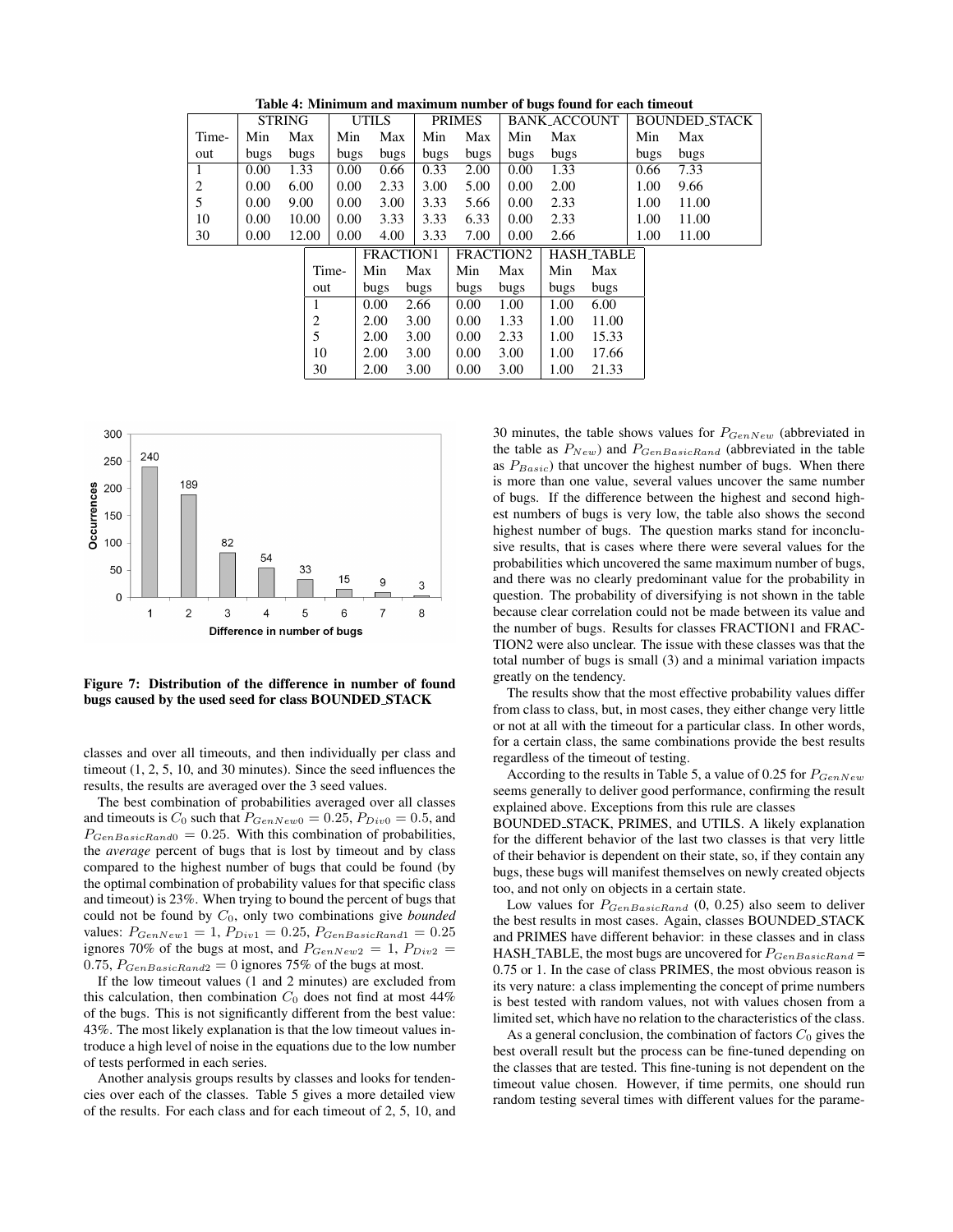**Table 4: Minimum and maximum number of bugs found for each timeout**

| Timeout | STRING Min bugs | STRING Max bugs | UTILS Min bugs | UTILS Max bugs | PRIMES Min bugs | PRIMES Max bugs | BANK_ACCOUNT Min bugs | BANK_ACCOUNT Max bugs | BOUNDED_STACK Min bugs | BOUNDED_STACK Max bugs |
|---|---|---|---|---|---|---|---|---|---|---|
| 1 | 0.00 | 1.33 | 0.00 | 0.66 | 0.33 | 2.00 | 0.00 | 1.33 | 0.66 | 7.33 |
| 2 | 0.00 | 6.00 | 0.00 | 2.33 | 3.00 | 5.00 | 0.00 | 2.00 | 1.00 | 9.66 |
| 5 | 0.00 | 9.00 | 0.00 | 3.00 | 3.33 | 5.66 | 0.00 | 2.33 | 1.00 | 11.00 |
| 10 | 0.00 | 10.00 | 0.00 | 3.33 | 3.33 | 6.33 | 0.00 | 2.33 | 1.00 | 11.00 |
| 30 | 0.00 | 12.00 | 0.00 | 4.00 | 3.33 | 7.00 | 0.00 | 2.66 | 1.00 | 11.00 |

| Timeout | FRACTION1 Min bugs | FRACTION1 Max bugs | FRACTION2 Min bugs | FRACTION2 Max bugs | HASH_TABLE Min bugs | HASH_TABLE Max bugs |
|---|---|---|---|---|---|---|
| 1 | 0.00 | 2.66 | 0.00 | 1.00 | 1.00 | 6.00 |
| 2 | 2.00 | 3.00 | 0.00 | 1.33 | 1.00 | 11.00 |
| 5 | 2.00 | 3.00 | 0.00 | 2.33 | 1.00 | 15.33 |
| 10 | 2.00 | 3.00 | 0.00 | 3.00 | 1.00 | 17.66 |
| 30 | 2.00 | 3.00 | 0.00 | 3.00 | 1.00 | 21.33 |

**Figure 7: Distribution of the difference in number of found bugs caused by the used seed for class BOUNDED_STACK**

classes and over all timeouts, and then individually per class and timeout (1, 2, 5, 10, and 30 minutes). Since the seed influences the results, the results are averaged over the 3 seed values.

The best combination of probabilities averaged over all classes and timeouts is $C_0$ such that $P_{GenNew0} = 0.25$, $P_{Div0} = 0.5$, and $P_{GenBasicRand0} = 0.25$. With this combination of probabilities, the *average* percent of bugs that is lost by timeout and by class compared to the highest number of bugs that could be found (by the optimal combination of probability values for that specific class and timeout) is 23%. When trying to bound the percent of bugs that could not be found by $C_0$, only two combinations give *bounded* values: $P_{GenNew1} = 1$, $P_{Div1} = 0.25$, $P_{GenBasicRand1} = 0.25$ ignores 70% of the bugs at most, and $P_{GenNew2} = 1$, $P_{Div2} = 0.75$, $P_{GenBasicRand2} = 0$ ignores 75% of the bugs at most.

If the low timeout values (1 and 2 minutes) are excluded from this calculation, then combination $C_0$ does not find at most 44% of the bugs. This is not significantly different from the best value: 43%. The most likely explanation is that the low timeout values introduce a high level of noise in the equations due to the low number of tests performed in each series.

Another analysis groups results by classes and looks for tendencies over each of the classes. Table 5 gives a more detailed view of the results. For each class and for each timeout of 2, 5, 10, and 30 minutes, the table shows values for $P_{GenNew}$ (abbreviated in the table as $P_{New}$) and $P_{GenBasicRand}$ (abbreviated in the table as $P_{Basic}$) that uncover the highest number of bugs. When there is more than one value, several values uncover the same number of bugs. If the difference between the highest and second highest numbers of bugs is very low, the table also shows the second highest number of bugs. The question marks stand for inconclusive results, that is cases where there were several values for the probabilities which uncovered the same maximum number of bugs, and there was no clearly predominant value for the probability in question. The probability of diversifying is not shown in the table because clear correlation could not be made between its value and the number of bugs. Results for classes FRACTION1 and FRACTION2 were also unclear. The issue with these classes was that the total number of bugs is small (3) and a minimal variation impacts greatly on the tendency.

The results show that the most effective probability values differ from class to class, but, in most cases, they either change very little or not at all with the timeout for a particular class. In other words, for a certain class, the same combinations provide the best results regardless of the timeout of testing.

According to the results in Table 5, a value of 0.25 for $P_{GenNew}$ seems generally to deliver good performance, confirming the result explained above. Exceptions from this rule are classes BOUNDED_STACK, PRIMES, and UTILS. A likely explanation for the different behavior of the last two classes is that very little of their behavior is dependent on their state, so, if they contain any bugs, these bugs will manifest themselves on newly created objects too, and not only on objects in a certain state.

Low values for $P_{GenBasicRand}$ (0, 0.25) also seem to deliver the best results in most cases. Again, classes BOUNDED_STACK and PRIMES have different behavior: in these classes and in class HASH_TABLE, the most bugs are uncovered for $P_{GenBasicRand}$ = 0.75 or 1. In the case of class PRIMES, the most obvious reason is its very nature: a class implementing the concept of prime numbers is best tested with random values, not with values chosen from a limited set, which have no relation to the characteristics of the class.

As a general conclusion, the combination of factors $C_0$ gives the best overall result but the process can be fine-tuned depending on the classes that are tested. This fine-tuning is not dependent on the timeout value chosen. However, if time permits, one should run random testing several times with different values for the parame-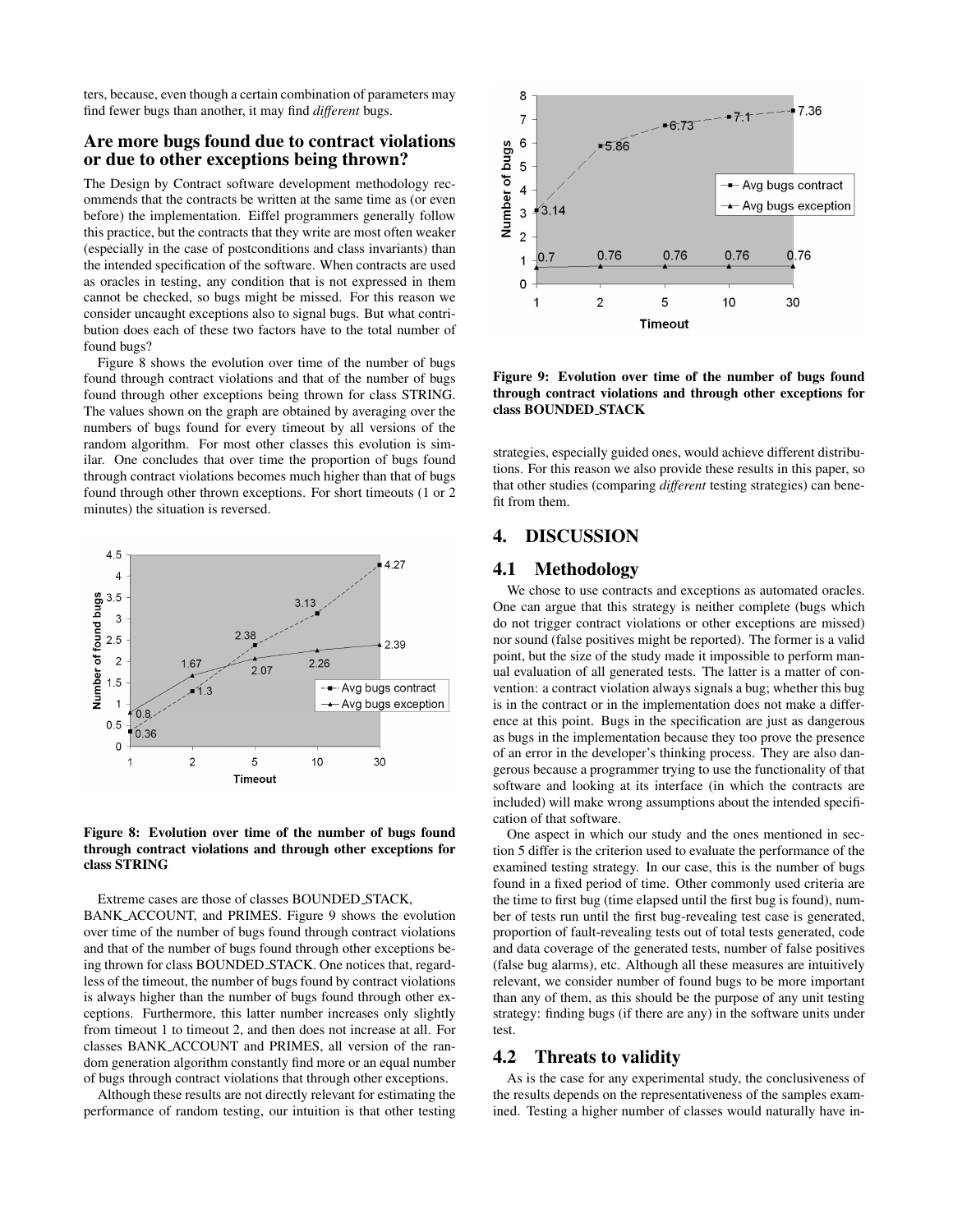ters, because, even though a certain combination of parameters may find fewer bugs than another, it may find *different* bugs.

### Are more bugs found due to contract violations or due to other exceptions being thrown?

The Design by Contract software development methodology recommends that the contracts be written at the same time as (or even before) the implementation. Eiffel programmers generally follow this practice, but the contracts that they write are most often weaker (especially in the case of postconditions and class invariants) than the intended specification of the software. When contracts are used as oracles in testing, any condition that is not expressed in them cannot be checked, so bugs might be missed. For this reason we consider uncaught exceptions also to signal bugs. But what contribution does each of these two factors have to the total number of found bugs?

Figure 8 shows the evolution over time of the number of bugs found through contract violations and that of the number of bugs found through other exceptions being thrown for class STRING. The values shown on the graph are obtained by averaging over the numbers of bugs found for every timeout by all versions of the random algorithm. For most other classes this evolution is similar. One concludes that over time the proportion of bugs found through contract violations becomes much higher than that of bugs found through other thrown exceptions. For short timeouts (1 or 2 minutes) the situation is reversed.

**Figure 8: Evolution over time of the number of bugs found through contract violations and through other exceptions for class STRING**

Extreme cases are those of classes BOUNDED_STACK, BANK_ACCOUNT, and PRIMES. Figure 9 shows the evolution over time of the number of bugs found through contract violations and that of the number of bugs found through other exceptions being thrown for class BOUNDED_STACK. One notices that, regardless of the timeout, the number of bugs found by contract violations is always higher than the number of bugs found through other exceptions. Furthermore, this latter number increases only slightly from timeout 1 to timeout 2, and then does not increase at all. For classes BANK_ACCOUNT and PRIMES, all version of the random generation algorithm constantly find more or an equal number of bugs through contract violations that through other exceptions.

Although these results are not directly relevant for estimating the performance of random testing, our intuition is that other testing strategies, especially guided ones, would achieve different distributions. For this reason we also provide these results in this paper, so that other studies (comparing *different* testing strategies) can benefit from them.

**Figure 9: Evolution over time of the number of bugs found through contract violations and through other exceptions for class BOUNDED_STACK**

## 4. DISCUSSION

### 4.1 Methodology

We chose to use contracts and exceptions as automated oracles. One can argue that this strategy is neither complete (bugs which do not trigger contract violations or other exceptions are missed) nor sound (false positives might be reported). The former is a valid point, but the size of the study made it impossible to perform manual evaluation of all generated tests. The latter is a matter of convention: a contract violation always signals a bug; whether this bug is in the contract or in the implementation does not make a difference at this point. Bugs in the specification are just as dangerous as bugs in the implementation because they too prove the presence of an error in the developer's thinking process. They are also dangerous because a programmer trying to use the functionality of that software and looking at its interface (in which the contracts are included) will make wrong assumptions about the intended specification of that software.

One aspect in which our study and the ones mentioned in section 5 differ is the criterion used to evaluate the performance of the examined testing strategy. In our case, this is the number of bugs found in a fixed period of time. Other commonly used criteria are the time to first bug (time elapsed until the first bug is found), number of tests run until the first bug-revealing test case is generated, proportion of fault-revealing tests out of total tests generated, code and data coverage of the generated tests, number of false positives (false bug alarms), etc. Although all these measures are intuitively relevant, we consider number of found bugs to be more important than any of them, as this should be the purpose of any unit testing strategy: finding bugs (if there are any) in the software units under test.

### 4.2 Threats to validity

As is the case for any experimental study, the conclusiveness of the results depends on the representativeness of the samples examined. Testing a higher number of classes would naturally have in-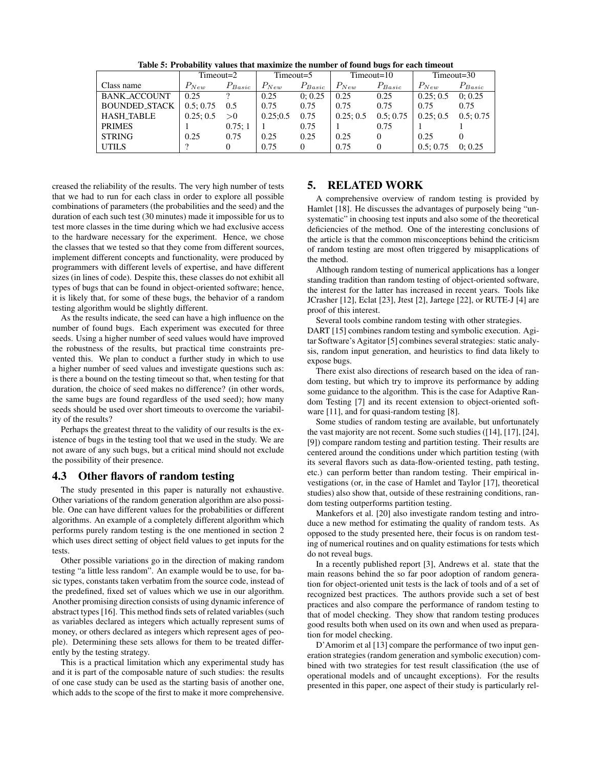**Table 5: Probability values that maximize the number of found bugs for each timeout**

| | Timeout=2 | | Timeout=5 | | Timeout=10 | | Timeout=30 | |
|---|---|---|---|---|---|---|---|---|
| Class name | $P_{New}$ | $P_{Basic}$ | $P_{New}$ | $P_{Basic}$ | $P_{New}$ | $P_{Basic}$ | $P_{New}$ | $P_{Basic}$ |
| BANK_ACCOUNT | 0.25 | ? | 0.25 | 0; 0.25 | 0.25 | 0.25 | 0.25; 0.5 | 0; 0.25 |
| BOUNDED_STACK | 0.5; 0.75 | 0.5 | 0.75 | 0.75 | 0.75 | 0.75 | 0.75 | 0.75 |
| HASH_TABLE | 0.25; 0.5 | >0 | 0.25;0.5 | 0.75 | 0.25; 0.5 | 0.5; 0.75 | 0.25; 0.5 | 0.5; 0.75 |
| PRIMES | 1 | 0.75; 1 | 1 | 0.75 | 1 | 0.75 | 1 | 1 |
| STRING | 0.25 | 0.75 | 0.25 | 0.25 | 0.25 | 0 | 0.25 | 0 |
| UTILS | ? | 0 | 0.75 | 0 | 0.75 | 0 | 0.5; 0.75 | 0; 0.25 |

creased the reliability of the results. The very high number of tests that we had to run for each class in order to explore all possible combinations of parameters (the probabilities and the seed) and the duration of each such test (30 minutes) made it impossible for us to test more classes in the time during which we had exclusive access to the hardware necessary for the experiment. Hence, we chose the classes that we tested so that they come from different sources, implement different concepts and functionality, were produced by programmers with different levels of expertise, and have different sizes (in lines of code). Despite this, these classes do not exhibit all types of bugs that can be found in object-oriented software; hence, it is likely that, for some of these bugs, the behavior of a random testing algorithm would be slightly different.

As the results indicate, the seed can have a high influence on the number of found bugs. Each experiment was executed for three seeds. Using a higher number of seed values would have improved the robustness of the results, but practical time constraints prevented this. We plan to conduct a further study in which to use a higher number of seed values and investigate questions such as: is there a bound on the testing timeout so that, when testing for that duration, the choice of seed makes no difference? (in other words, the same bugs are found regardless of the used seed); how many seeds should be used over short timeouts to overcome the variability of the results?

Perhaps the greatest threat to the validity of our results is the existence of bugs in the testing tool that we used in the study. We are not aware of any such bugs, but a critical mind should not exclude the possibility of their presence.

### 4.3 Other flavors of random testing

The study presented in this paper is naturally not exhaustive. Other variations of the random generation algorithm are also possible. One can have different values for the probabilities or different algorithms. An example of a completely different algorithm which performs purely random testing is the one mentioned in section 2 which uses direct setting of object field values to get inputs for the tests.

Other possible variations go in the direction of making random testing "a little less random". An example would be to use, for basic types, constants taken verbatim from the source code, instead of the predefined, fixed set of values which we use in our algorithm. Another promising direction consists of using dynamic inference of abstract types [16]. This method finds sets of related variables (such as variables declared as integers which actually represent sums of money, or others declared as integers which represent ages of people). Determining these sets allows for them to be treated differently by the testing strategy.

This is a practical limitation which any experimental study has and it is part of the composable nature of such studies: the results of one case study can be used as the starting basis of another one, which adds to the scope of the first to make it more comprehensive.

## 5. RELATED WORK

A comprehensive overview of random testing is provided by Hamlet [18]. He discusses the advantages of purposely being "unsystematic" in choosing test inputs and also some of the theoretical deficiencies of the method. One of the interesting conclusions of the article is that the common misconceptions behind the criticism of random testing are most often triggered by misapplications of the method.

Although random testing of numerical applications has a longer standing tradition than random testing of object-oriented software, the interest for the latter has increased in recent years. Tools like JCrasher [12], Eclat [23], Jtest [2], Jartege [22], or RUTE-J [4] are proof of this interest.

Several tools combine random testing with other strategies. DART [15] combines random testing and symbolic execution. Agitar Software's Agitator [5] combines several strategies: static analysis, random input generation, and heuristics to find data likely to expose bugs.

There exist also directions of research based on the idea of random testing, but which try to improve its performance by adding some guidance to the algorithm. This is the case for Adaptive Random Testing [7] and its recent extension to object-oriented software [11], and for quasi-random testing [8].

Some studies of random testing are available, but unfortunately the vast majority are not recent. Some such studies ([14], [17], [24], [9]) compare random testing and partition testing. Their results are centered around the conditions under which partition testing (with its several flavors such as data-flow-oriented testing, path testing, etc.) can perform better than random testing. Their empirical investigations (or, in the case of Hamlet and Taylor [17], theoretical studies) also show that, outside of these restraining conditions, random testing outperforms partition testing.

Mankefors et al. [20] also investigate random testing and introduce a new method for estimating the quality of random tests. As opposed to the study presented here, their focus is on random testing of numerical routines and on quality estimations for tests which do not reveal bugs.

In a recently published report [3], Andrews et al. state that the main reasons behind the so far poor adoption of random generation for object-oriented unit tests is the lack of tools and of a set of recognized best practices. The authors provide such a set of best practices and also compare the performance of random testing to that of model checking. They show that random testing produces good results both when used on its own and when used as preparation for model checking.

D'Amorim et al [13] compare the performance of two input generation strategies (random generation and symbolic execution) combined with two strategies for test result classification (the use of operational models and of uncaught exceptions). For the results presented in this paper, one aspect of their study is particularly rel-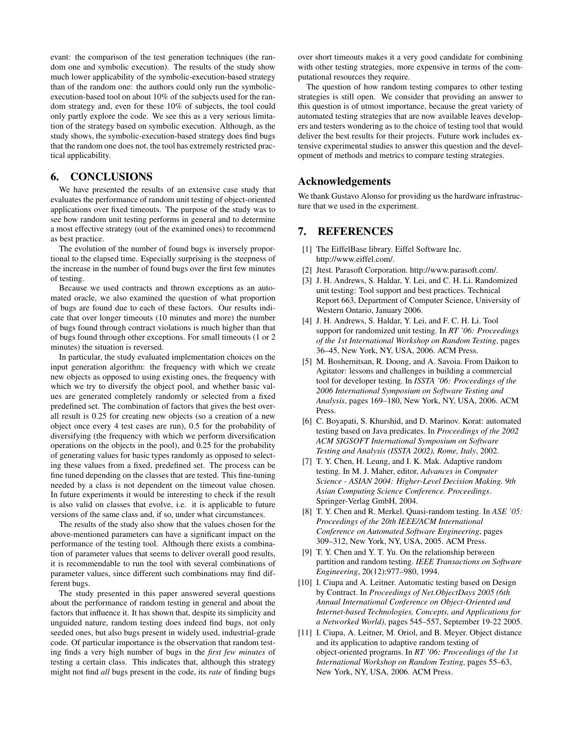evant: the comparison of the test generation techniques (the random one and symbolic execution). The results of the study show much lower applicability of the symbolic-execution-based strategy than of the random one: the authors could only run the symbolic-execution-based tool on about 10% of the subjects used for the random strategy and, even for these 10% of subjects, the tool could only partly explore the code. We see this as a very serious limitation of the strategy based on symbolic execution. Although, as the study shows, the symbolic-execution-based strategy does find bugs that the random one does not, the tool has extremely restricted practical applicability.

## 6. CONCLUSIONS

We have presented the results of an extensive case study that evaluates the performance of random unit testing of object-oriented applications over fixed timeouts. The purpose of the study was to see how random unit testing performs in general and to determine a most effective strategy (out of the examined ones) to recommend as best practice.

The evolution of the number of found bugs is inversely proportional to the elapsed time. Especially surprising is the steepness of the increase in the number of found bugs over the first few minutes of testing.

Because we used contracts and thrown exceptions as an automated oracle, we also examined the question of what proportion of bugs are found due to each of these factors. Our results indicate that over longer timeouts (10 minutes and more) the number of bugs found through contract violations is much higher than that of bugs found through other exceptions. For small timeouts (1 or 2 minutes) the situation is reversed.

In particular, the study evaluated implementation choices on the input generation algorithm: the frequency with which we create new objects as opposed to using existing ones, the frequency with which we try to diversify the object pool, and whether basic values are generated completely randomly or selected from a fixed predefined set. The combination of factors that gives the best overall result is 0.25 for creating new objects (so a creation of a new object once every 4 test cases are run), 0.5 for the probability of diversifying (the frequency with which we perform diversification operations on the objects in the pool), and 0.25 for the probability of generating values for basic types randomly as opposed to selecting these values from a fixed, predefined set. The process can be fine tuned depending on the classes that are tested. This fine-tuning needed by a class is not dependent on the timeout value chosen. In future experiments it would be interesting to check if the result is also valid on classes that evolve, i.e. it is applicable to future versions of the same class and, if so, under what circumstances.

The results of the study also show that the values chosen for the above-mentioned parameters can have a significant impact on the performance of the testing tool. Although there exists a combination of parameter values that seems to deliver overall good results, it is recommendable to run the tool with several combinations of parameter values, since different such combinations may find different bugs.

The study presented in this paper answered several questions about the performance of random testing in general and about the factors that influence it. It has shown that, despite its simplicity and unguided nature, random testing does indeed find bugs, not only seeded ones, but also bugs present in widely used, industrial-grade code. Of particular importance is the observation that random testing finds a very high number of bugs in the *first few minutes* of testing a certain class. This indicates that, although this strategy might not find *all* bugs present in the code, its *rate* of finding bugs over short timeouts makes it a very good candidate for combining with other testing strategies, more expensive in terms of the computational resources they require.

The question of how random testing compares to other testing strategies is still open. We consider that providing an answer to this question is of utmost importance, because the great variety of automated testing strategies that are now available leaves developers and testers wondering as to the choice of testing tool that would deliver the best results for their projects. Future work includes extensive experimental studies to answer this question and the development of methods and metrics to compare testing strategies.

## Acknowledgements

We thank Gustavo Alonso for providing us the hardware infrastructure that we used in the experiment.

## 7. REFERENCES

[1] The EiffelBase library. Eiffel Software Inc. http://www.eiffel.com/.

[2] Jtest. Parasoft Corporation. http://www.parasoft.com/.

[3] J. H. Andrews, S. Haldar, Y. Lei, and C. H. Li. Randomized unit testing: Tool support and best practices. Technical Report 663, Department of Computer Science, University of Western Ontario, January 2006.

[4] J. H. Andrews, S. Haldar, Y. Lei, and F. C. H. Li. Tool support for randomized unit testing. In *RT '06: Proceedings of the 1st International Workshop on Random Testing*, pages 36–45, New York, NY, USA, 2006. ACM Press.

[5] M. Boshernitsan, R. Doong, and A. Savoia. From Daikon to Agitator: lessons and challenges in building a commercial tool for developer testing. In *ISSTA '06: Proceedings of the 2006 International Symposium on Software Testing and Analysis*, pages 169–180, New York, NY, USA, 2006. ACM Press.

[6] C. Boyapati, S. Khurshid, and D. Marinov. Korat: automated testing based on Java predicates. In *Proceedings of the 2002 ACM SIGSOFT International Symposium on Software Testing and Analysis (ISSTA 2002), Rome, Italy*, 2002.

[7] T. Y. Chen, H. Leung, and I. K. Mak. Adaptive random testing. In M. J. Maher, editor, *Advances in Computer Science - ASIAN 2004: Higher-Level Decision Making. 9th Asian Computing Science Conference. Proceedings*. Springer-Verlag GmbH, 2004.

[8] T. Y. Chen and R. Merkel. Quasi-random testing. In *ASE '05: Proceedings of the 20th IEEE/ACM International Conference on Automated Software Engineering*, pages 309–312, New York, NY, USA, 2005. ACM Press.

[9] T. Y. Chen and Y. T. Yu. On the relationship between partition and random testing. *IEEE Transactions on Software Engineering*, 20(12):977–980, 1994.

[10] I. Ciupa and A. Leitner. Automatic testing based on Design by Contract. In *Proceedings of Net.ObjectDays 2005 (6th Annual International Conference on Object-Oriented and Internet-based Technologies, Concepts, and Applications for a Networked World)*, pages 545–557, September 19-22 2005.

[11] I. Ciupa, A. Leitner, M. Oriol, and B. Meyer. Object distance and its application to adaptive random testing of object-oriented programs. In *RT '06: Proceedings of the 1st International Workshop on Random Testing*, pages 55–63, New York, NY, USA, 2006. ACM Press.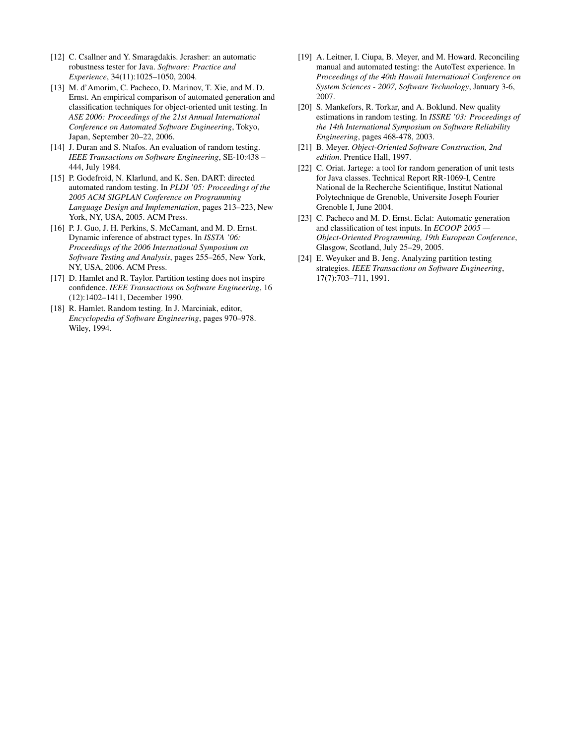[12] C. Csallner and Y. Smaragdakis. Jcrasher: an automatic robustness tester for Java. *Software: Practice and Experience*, 34(11):1025–1050, 2004.

[13] M. d'Amorim, C. Pacheco, D. Marinov, T. Xie, and M. D. Ernst. An empirical comparison of automated generation and classification techniques for object-oriented unit testing. In *ASE 2006: Proceedings of the 21st Annual International Conference on Automated Software Engineering*, Tokyo, Japan, September 20–22, 2006.

[14] J. Duran and S. Ntafos. An evaluation of random testing. *IEEE Transactions on Software Engineering*, SE-10:438 – 444, July 1984.

[15] P. Godefroid, N. Klarlund, and K. Sen. DART: directed automated random testing. In *PLDI '05: Proceedings of the 2005 ACM SIGPLAN Conference on Programming Language Design and Implementation*, pages 213–223, New York, NY, USA, 2005. ACM Press.

[16] P. J. Guo, J. H. Perkins, S. McCamant, and M. D. Ernst. Dynamic inference of abstract types. In *ISSTA '06: Proceedings of the 2006 International Symposium on Software Testing and Analysis*, pages 255–265, New York, NY, USA, 2006. ACM Press.

[17] D. Hamlet and R. Taylor. Partition testing does not inspire confidence. *IEEE Transactions on Software Engineering*, 16 (12):1402–1411, December 1990.

[18] R. Hamlet. Random testing. In J. Marciniak, editor, *Encyclopedia of Software Engineering*, pages 970–978. Wiley, 1994.

[19] A. Leitner, I. Ciupa, B. Meyer, and M. Howard. Reconciling manual and automated testing: the AutoTest experience. In *Proceedings of the 40th Hawaii International Conference on System Sciences - 2007, Software Technology*, January 3-6, 2007.

[20] S. Mankefors, R. Torkar, and A. Boklund. New quality estimations in random testing. In *ISSRE '03: Proceedings of the 14th International Symposium on Software Reliability Engineering*, pages 468-478, 2003.

[21] B. Meyer. *Object-Oriented Software Construction, 2nd edition*. Prentice Hall, 1997.

[22] C. Oriat. Jartege: a tool for random generation of unit tests for Java classes. Technical Report RR-1069-I, Centre National de la Recherche Scientifique, Institut National Polytechnique de Grenoble, Universite Joseph Fourier Grenoble I, June 2004.

[23] C. Pacheco and M. D. Ernst. Eclat: Automatic generation and classification of test inputs. In *ECOOP 2005 — Object-Oriented Programming, 19th European Conference*, Glasgow, Scotland, July 25–29, 2005.

[24] E. Weyuker and B. Jeng. Analyzing partition testing strategies. *IEEE Transactions on Software Engineering*, 17(7):703–711, 1991.